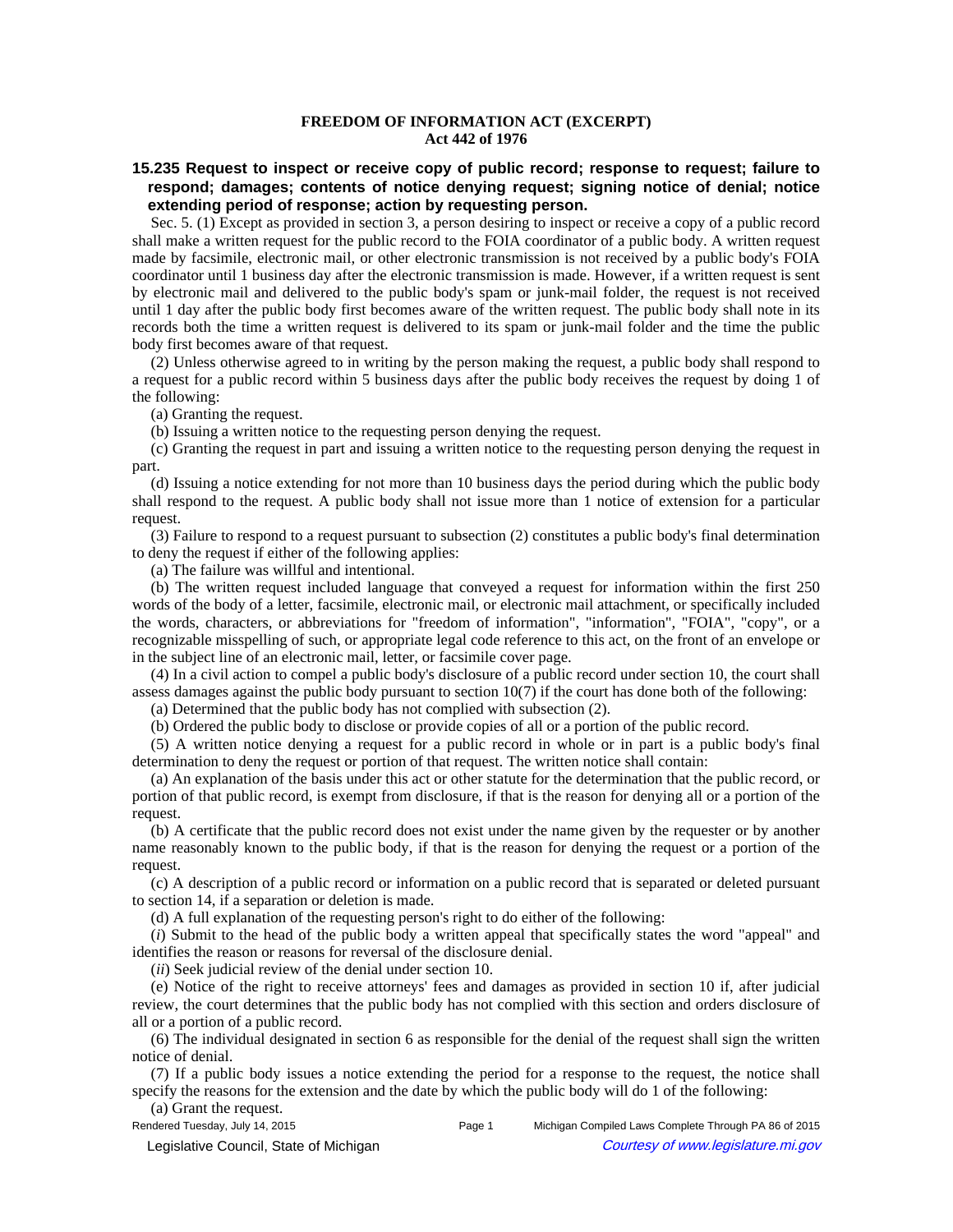# FREEDOM OF INFORMATION ACT (EXCERPT)
## Act 442 of 1976

### 15.235 Request to inspect or receive copy of public record; response to request; failure to respond; damages; contents of notice denying request; signing notice of denial; notice extending period of response; action by requesting person.

Sec. 5. (1) Except as provided in section 3, a person desiring to inspect or receive a copy of a public record shall make a written request for the public record to the FOIA coordinator of a public body. A written request made by facsimile, electronic mail, or other electronic transmission is not received by a public body's FOIA coordinator until 1 business day after the electronic transmission is made. However, if a written request is sent by electronic mail and delivered to the public body's spam or junk-mail folder, the request is not received until 1 day after the public body first becomes aware of the written request. The public body shall note in its records both the time a written request is delivered to its spam or junk-mail folder and the time the public body first becomes aware of that request.

(2) Unless otherwise agreed to in writing by the person making the request, a public body shall respond to a request for a public record within 5 business days after the public body receives the request by doing 1 of the following:

(a) Granting the request.

(b) Issuing a written notice to the requesting person denying the request.

(c) Granting the request in part and issuing a written notice to the requesting person denying the request in part.

(d) Issuing a notice extending for not more than 10 business days the period during which the public body shall respond to the request. A public body shall not issue more than 1 notice of extension for a particular request.

(3) Failure to respond to a request pursuant to subsection (2) constitutes a public body's final determination to deny the request if either of the following applies:

(a) The failure was willful and intentional.

(b) The written request included language that conveyed a request for information within the first 250 words of the body of a letter, facsimile, electronic mail, or electronic mail attachment, or specifically included the words, characters, or abbreviations for "freedom of information", "information", "FOIA", "copy", or a recognizable misspelling of such, or appropriate legal code reference to this act, on the front of an envelope or in the subject line of an electronic mail, letter, or facsimile cover page.

(4) In a civil action to compel a public body's disclosure of a public record under section 10, the court shall assess damages against the public body pursuant to section 10(7) if the court has done both of the following:

(a) Determined that the public body has not complied with subsection (2).

(b) Ordered the public body to disclose or provide copies of all or a portion of the public record.

(5) A written notice denying a request for a public record in whole or in part is a public body's final determination to deny the request or portion of that request. The written notice shall contain:

(a) An explanation of the basis under this act or other statute for the determination that the public record, or portion of that public record, is exempt from disclosure, if that is the reason for denying all or a portion of the request.

(b) A certificate that the public record does not exist under the name given by the requester or by another name reasonably known to the public body, if that is the reason for denying the request or a portion of the request.

(c) A description of a public record or information on a public record that is separated or deleted pursuant to section 14, if a separation or deletion is made.

(d) A full explanation of the requesting person's right to do either of the following:

(*i*) Submit to the head of the public body a written appeal that specifically states the word "appeal" and identifies the reason or reasons for reversal of the disclosure denial.

(*ii*) Seek judicial review of the denial under section 10.

(e) Notice of the right to receive attorneys' fees and damages as provided in section 10 if, after judicial review, the court determines that the public body has not complied with this section and orders disclosure of all or a portion of a public record.

(6) The individual designated in section 6 as responsible for the denial of the request shall sign the written notice of denial.

(7) If a public body issues a notice extending the period for a response to the request, the notice shall specify the reasons for the extension and the date by which the public body will do 1 of the following:

(a) Grant the request.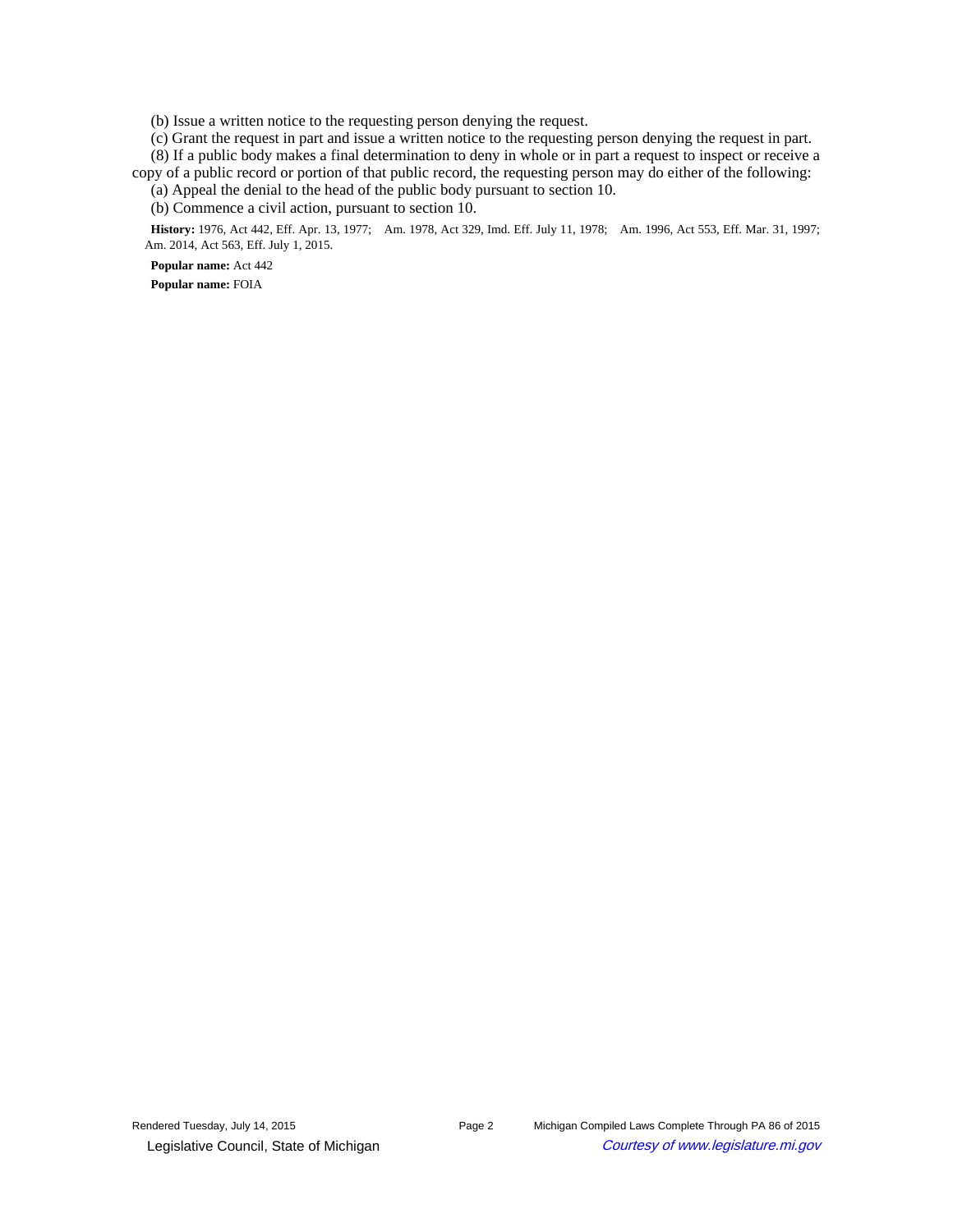(b) Issue a written notice to the requesting person denying the request.

(c) Grant the request in part and issue a written notice to the requesting person denying the request in part.

(8) If a public body makes a final determination to deny in whole or in part a request to inspect or receive a copy of a public record or portion of that public record, the requesting person may do either of the following:

(a) Appeal the denial to the head of the public body pursuant to section 10.

(b) Commence a civil action, pursuant to section 10.

**History:** 1976, Act 442, Eff. Apr. 13, 1977; Am. 1978, Act 329, Imd. Eff. July 11, 1978; Am. 1996, Act 553, Eff. Mar. 31, 1997; Am. 2014, Act 563, Eff. July 1, 2015.

**Popular name:** Act 442

**Popular name:** FOIA